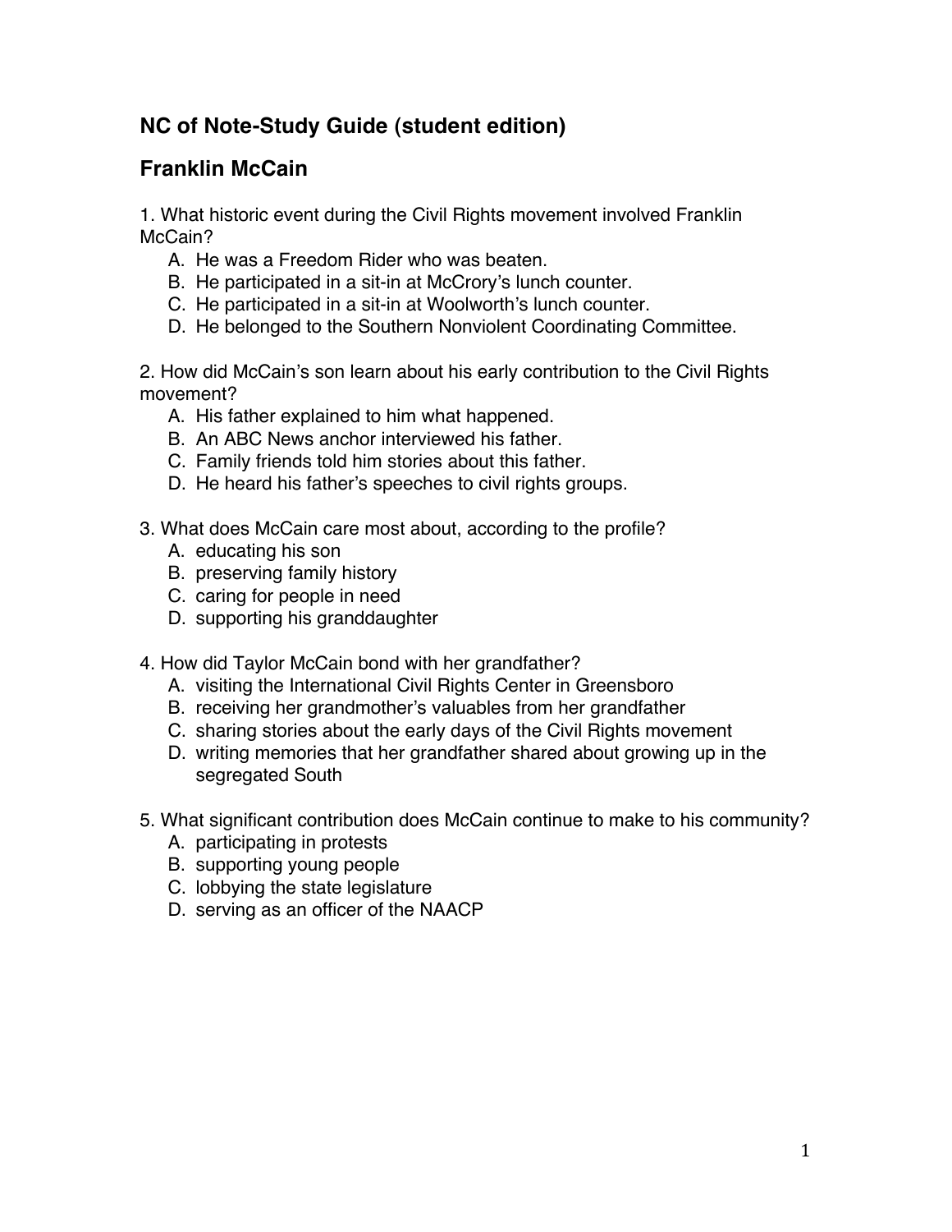## NC of Note-Study Guide (student edition)

## Franklin McCain

1. What historic event during the Civil Rights movement involved Franklin McCain?
   A. He was a Freedom Rider who was beaten.
   B. He participated in a sit-in at McCrory's lunch counter.
   C. He participated in a sit-in at Woolworth's lunch counter.
   D. He belonged to the Southern Nonviolent Coordinating Committee.

2. How did McCain's son learn about his early contribution to the Civil Rights movement?
   A. His father explained to him what happened.
   B. An ABC News anchor interviewed his father.
   C. Family friends told him stories about this father.
   D. He heard his father's speeches to civil rights groups.

3. What does McCain care most about, according to the profile?
   A. educating his son
   B. preserving family history
   C. caring for people in need
   D. supporting his granddaughter

4. How did Taylor McCain bond with her grandfather?
   A. visiting the International Civil Rights Center in Greensboro
   B. receiving her grandmother's valuables from her grandfather
   C. sharing stories about the early days of the Civil Rights movement
   D. writing memories that her grandfather shared about growing up in the segregated South

5. What significant contribution does McCain continue to make to his community?
   A. participating in protests
   B. supporting young people
   C. lobbying the state legislature
   D. serving as an officer of the NAACP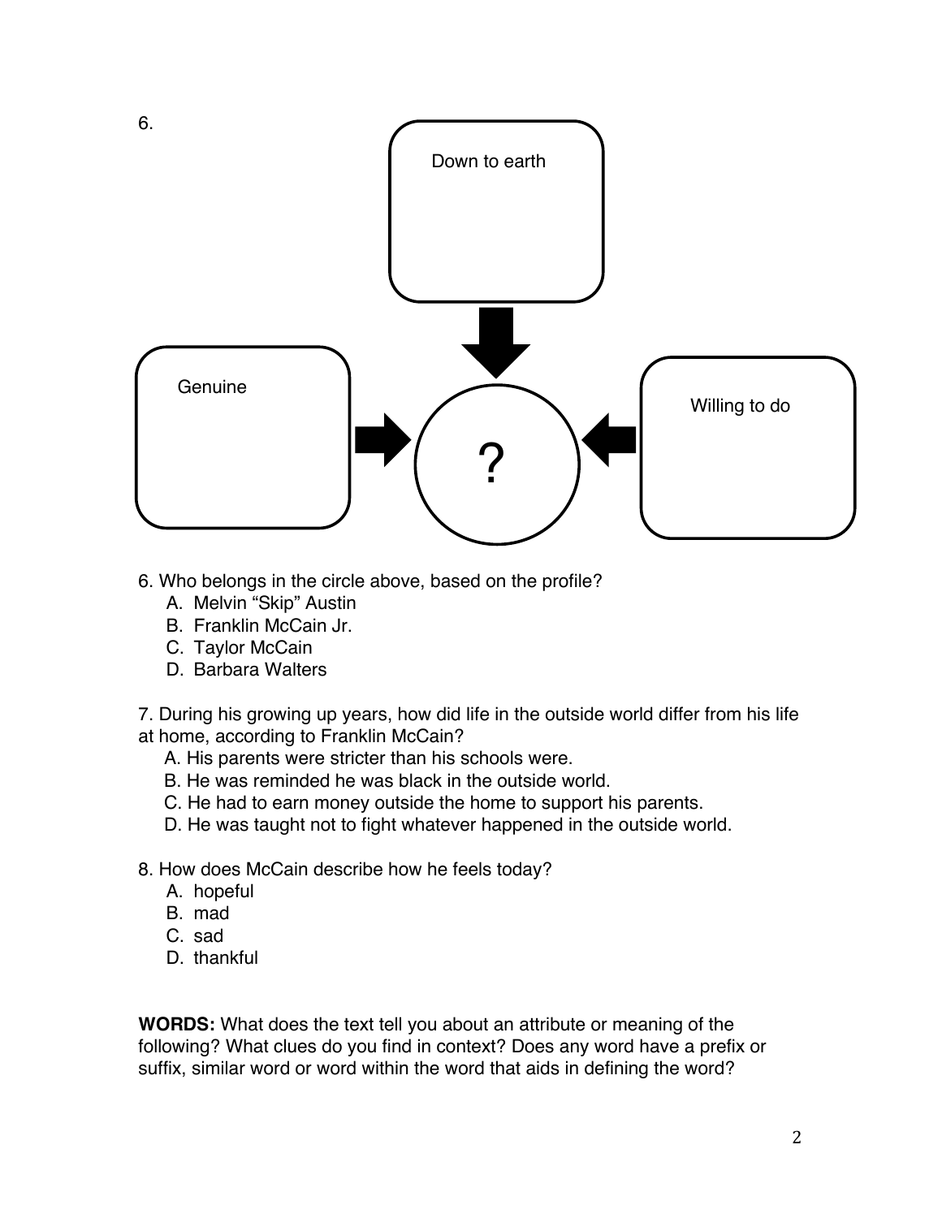6.

Down to earth

Genuine

?

Willing to do

6. Who belongs in the circle above, based on the profile?

A. Melvin “Skip” Austin
B. Franklin McCain Jr.
C. Taylor McCain
D. Barbara Walters

7. During his growing up years, how did life in the outside world differ from his life at home, according to Franklin McCain?

A. His parents were stricter than his schools were.
B. He was reminded he was black in the outside world.
C. He had to earn money outside the home to support his parents.
D. He was taught not to fight whatever happened in the outside world.

8. How does McCain describe how he feels today?

A. hopeful
B. mad
C. sad
D. thankful

**WORDS:** What does the text tell you about an attribute or meaning of the following? What clues do you find in context? Does any word have a prefix or suffix, similar word or word within the word that aids in defining the word?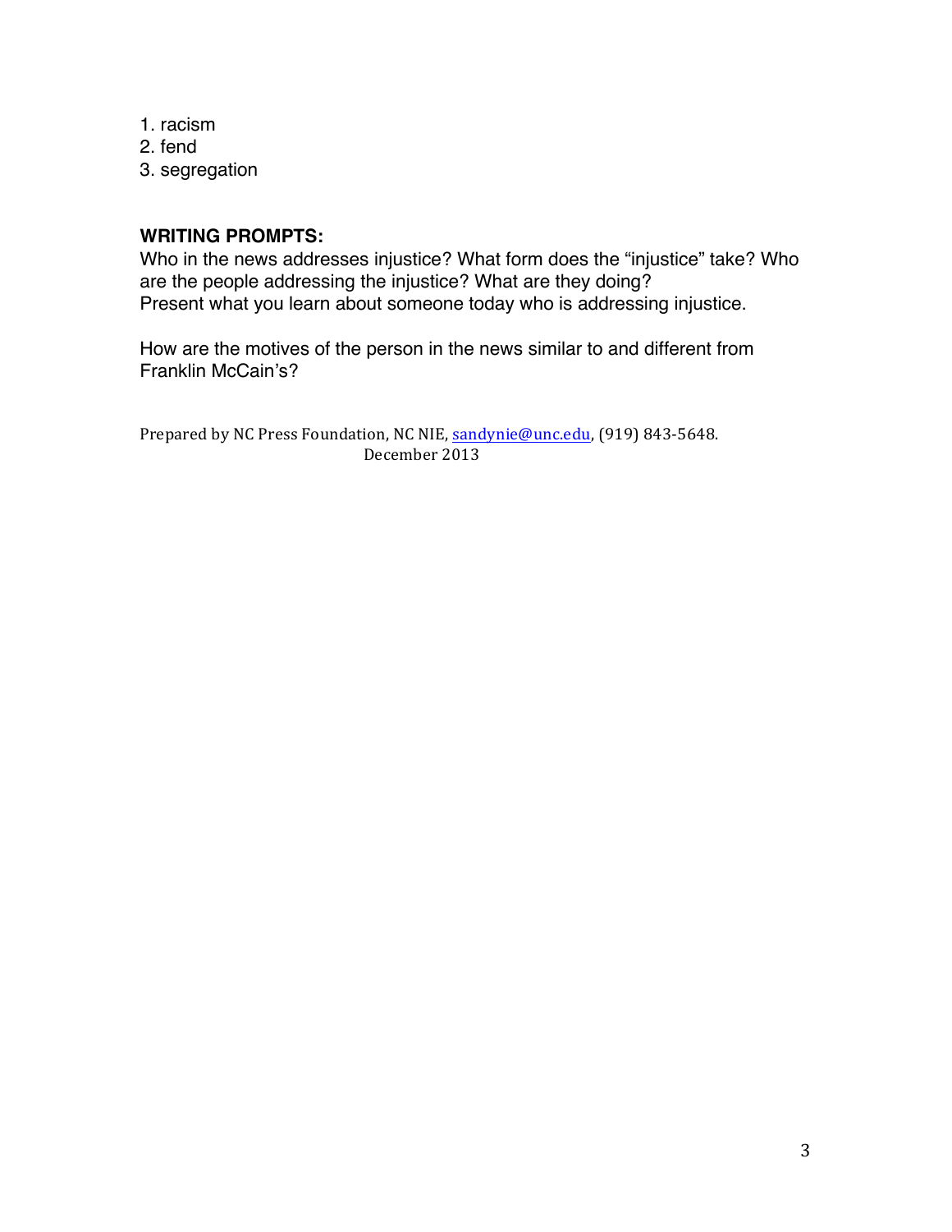1. racism
2. fend
3. segregation

**WRITING PROMPTS:**

Who in the news addresses injustice? What form does the "injustice" take? Who are the people addressing the injustice? What are they doing?
Present what you learn about someone today who is addressing injustice.

How are the motives of the person in the news similar to and different from Franklin McCain's?

Prepared by NC Press Foundation, NC NIE, sandynie@unc.edu, (919) 843-5648.
December 2013